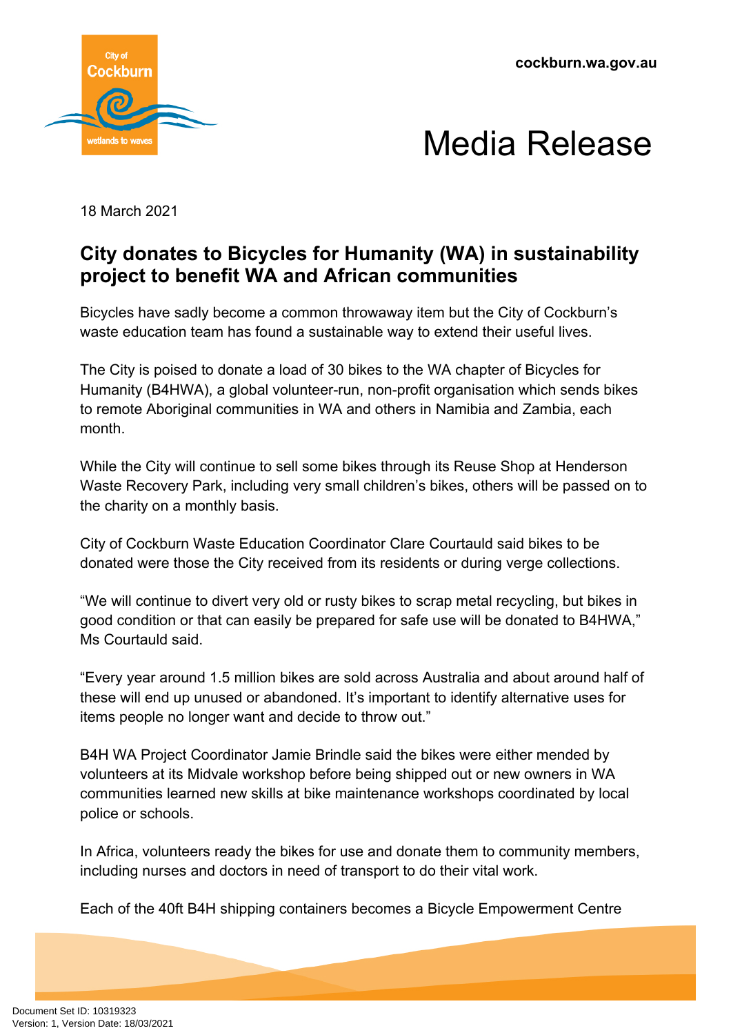cockburn.wa.gov.au

# Media Release

18 March 2021

## City donates to Bicycles for Humanity (WA) in sustainability project to benefit WA and African communities

Bicycles have sadly become a common throwaway item but the City of Cockburn's waste education team has found a sustainable way to extend their useful lives.

The City is poised to donate a load of 30 bikes to the WA chapter of Bicycles for Humanity (B4HWA), a global volunteer-run, non-profit organisation which sends bikes to remote Aboriginal communities in WA and others in Namibia and Zambia, each month.

While the City will continue to sell some bikes through its Reuse Shop at Henderson Waste Recovery Park, including very small children's bikes, others will be passed on to the charity on a monthly basis.

City of Cockburn Waste Education Coordinator Clare Courtauld said bikes to be donated were those the City received from its residents or during verge collections.

"We will continue to divert very old or rusty bikes to scrap metal recycling, but bikes in good condition or that can easily be prepared for safe use will be donated to B4HWA," Ms Courtauld said.

"Every year around 1.5 million bikes are sold across Australia and about around half of these will end up unused or abandoned. It's important to identify alternative uses for items people no longer want and decide to throw out."

B4H WA Project Coordinator Jamie Brindle said the bikes were either mended by volunteers at its Midvale workshop before being shipped out or new owners in WA communities learned new skills at bike maintenance workshops coordinated by local police or schools.

In Africa, volunteers ready the bikes for use and donate them to community members, including nurses and doctors in need of transport to do their vital work.

Each of the 40ft B4H shipping containers becomes a Bicycle Empowerment Centre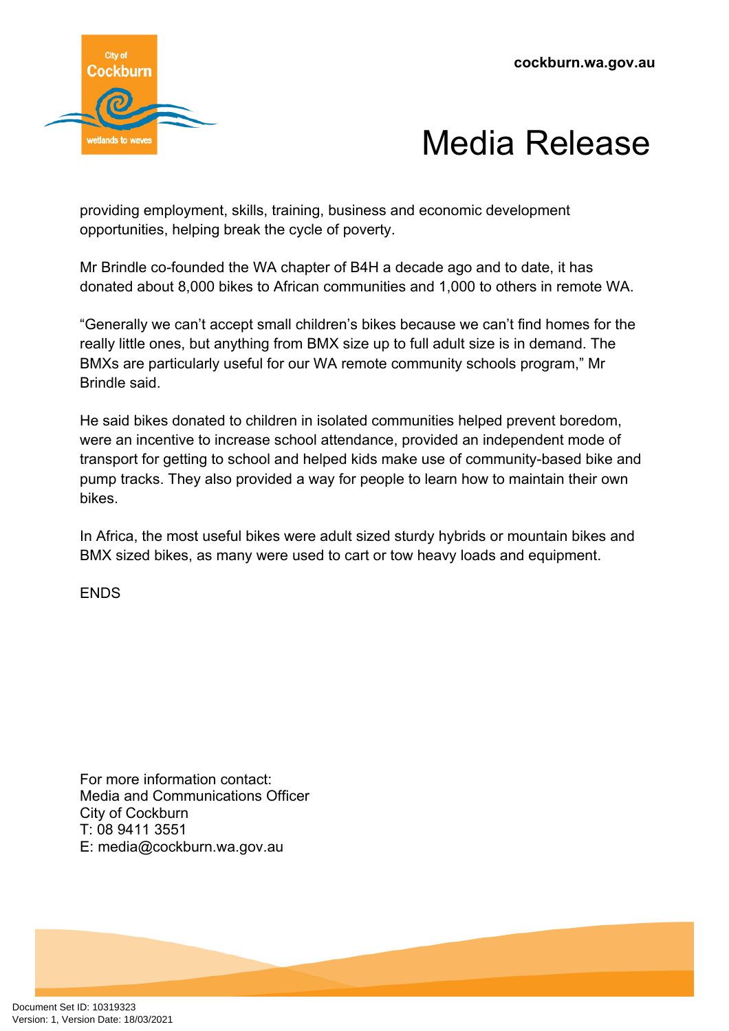providing employment, skills, training, business and economic development opportunities, helping break the cycle of poverty.

Mr Brindle co-founded the WA chapter of B4H a decade ago and to date, it has donated about 8,000 bikes to African communities and 1,000 to others in remote WA.

"Generally we can't accept small children's bikes because we can't find homes for the really little ones, but anything from BMX size up to full adult size is in demand. The BMXs are particularly useful for our WA remote community schools program," Mr Brindle said.

He said bikes donated to children in isolated communities helped prevent boredom, were an incentive to increase school attendance, provided an independent mode of transport for getting to school and helped kids make use of community-based bike and pump tracks. They also provided a way for people to learn how to maintain their own bikes.

In Africa, the most useful bikes were adult sized sturdy hybrids or mountain bikes and BMX sized bikes, as many were used to cart or tow heavy loads and equipment.

ENDS

For more information contact:
Media and Communications Officer
City of Cockburn
T: 08 9411 3551
E: media@cockburn.wa.gov.au